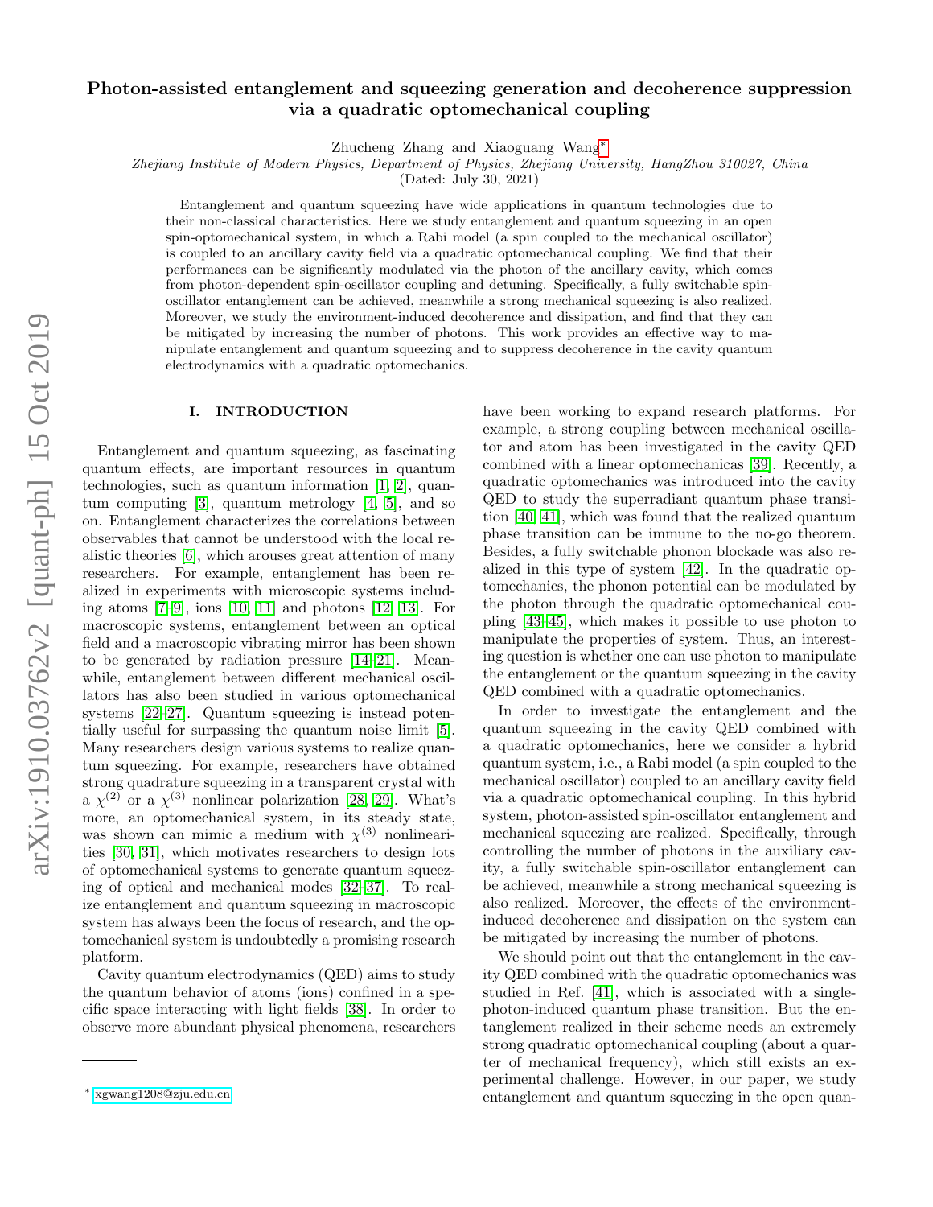# Photon-assisted entanglement and squeezing generation and decoherence suppression via a quadratic optomechanical coupling

Zhucheng Zhang and Xiaoguang Wang*

*Zhejiang Institute of Modern Physics, Department of Physics, Zhejiang University, HangZhou 310027, China*

(Dated: July 30, 2021)

Entanglement and quantum squeezing have wide applications in quantum technologies due to their non-classical characteristics. Here we study entanglement and quantum squeezing in an open spin-optomechanical system, in which a Rabi model (a spin coupled to the mechanical oscillator) is coupled to an ancillary cavity field via a quadratic optomechanical coupling. We find that their performances can be significantly modulated via the photon of the ancillary cavity, which comes from photon-dependent spin-oscillator coupling and detuning. Specifically, a fully switchable spin-oscillator entanglement can be achieved, meanwhile a strong mechanical squeezing is also realized. Moreover, we study the environment-induced decoherence and dissipation, and find that they can be mitigated by increasing the number of photons. This work provides an effective way to manipulate entanglement and quantum squeezing and to suppress decoherence in the cavity quantum electrodynamics with a quadratic optomechanics.

## I. INTRODUCTION

Entanglement and quantum squeezing, as fascinating quantum effects, are important resources in quantum technologies, such as quantum information [1, 2], quantum computing [3], quantum metrology [4, 5], and so on. Entanglement characterizes the correlations between observables that cannot be understood with the local realistic theories [6], which arouses great attention of many researchers. For example, entanglement has been realized in experiments with microscopic systems including atoms [7–9], ions [10, 11] and photons [12, 13]. For macroscopic systems, entanglement between an optical field and a macroscopic vibrating mirror has been shown to be generated by radiation pressure [14–21]. Meanwhile, entanglement between different mechanical oscillators has also been studied in various optomechanical systems [22–27]. Quantum squeezing is instead potentially useful for surpassing the quantum noise limit [5]. Many researchers design various systems to realize quantum squeezing. For example, researchers have obtained strong quadrature squeezing in a transparent crystal with a $\chi^{(2)}$ or a $\chi^{(3)}$ nonlinear polarization [28, 29]. What's more, an optomechanical system, in its steady state, was shown can mimic a medium with $\chi^{(3)}$ nonlinearities [30, 31], which motivates researchers to design lots of optomechanical systems to generate quantum squeezing of optical and mechanical modes [32–37]. To realize entanglement and quantum squeezing in macroscopic system has always been the focus of research, and the optomechanical system is undoubtedly a promising research platform.

Cavity quantum electrodynamics (QED) aims to study the quantum behavior of atoms (ions) confined in a specific space interacting with light fields [38]. In order to observe more abundant physical phenomena, researchers have been working to expand research platforms. For example, a strong coupling between mechanical oscillator and atom has been investigated in the cavity QED combined with a linear optomechanicas [39]. Recently, a quadratic optomechanics was introduced into the cavity QED to study the superradiant quantum phase transition [40, 41], which was found that the realized quantum phase transition can be immune to the no-go theorem. Besides, a fully switchable phonon blockade was also realized in this type of system [42]. In the quadratic optomechanics, the phonon potential can be modulated by the photon through the quadratic optomechanical coupling [43–45], which makes it possible to use photon to manipulate the properties of system. Thus, an interesting question is whether one can use photon to manipulate the entanglement or the quantum squeezing in the cavity QED combined with a quadratic optomechanics.

In order to investigate the entanglement and the quantum squeezing in the cavity QED combined with a quadratic optomechanics, here we consider a hybrid quantum system, i.e., a Rabi model (a spin coupled to the mechanical oscillator) coupled to an ancillary cavity field via a quadratic optomechanical coupling. In this hybrid system, photon-assisted spin-oscillator entanglement and mechanical squeezing are realized. Specifically, through controlling the number of photons in the auxiliary cavity, a fully switchable spin-oscillator entanglement can be achieved, meanwhile a strong mechanical squeezing is also realized. Moreover, the effects of the environment-induced decoherence and dissipation on the system can be mitigated by increasing the number of photons.

We should point out that the entanglement in the cavity QED combined with the quadratic optomechanics was studied in Ref. [41], which is associated with a single-photon-induced quantum phase transition. But the entanglement realized in their scheme needs an extremely strong quadratic optomechanical coupling (about a quarter of mechanical frequency), which still exists an experimental challenge. However, in our paper, we study entanglement and quantum squeezing in the open quan-

* xgwang1208@zju.edu.cn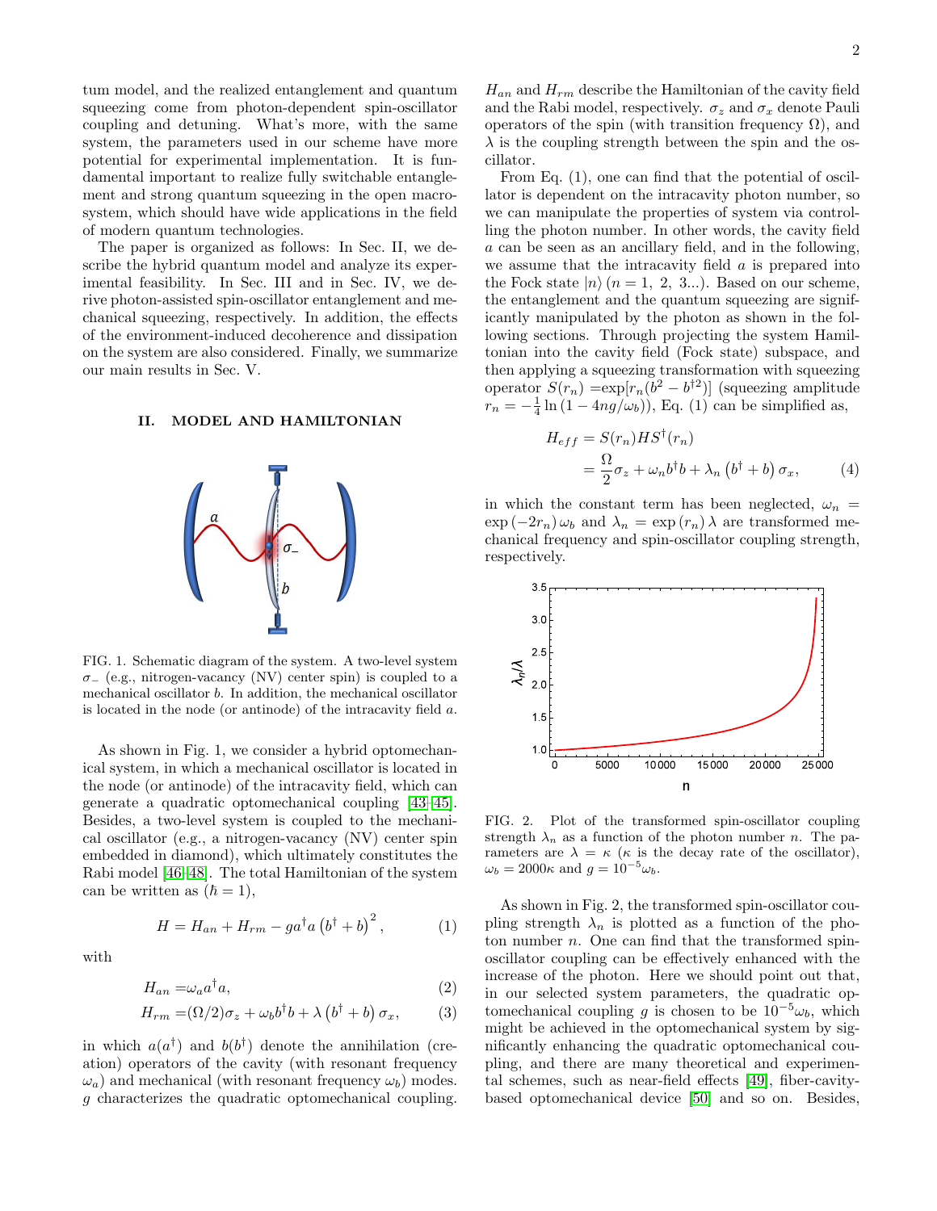tum model, and the realized entanglement and quantum squeezing come from photon-dependent spin-oscillator coupling and detuning. What's more, with the same system, the parameters used in our scheme have more potential for experimental implementation. It is fundamental important to realize fully switchable entanglement and strong quantum squeezing in the open macrosystem, which should have wide applications in the field of modern quantum technologies.

The paper is organized as follows: In Sec. II, we describe the hybrid quantum model and analyze its experimental feasibility. In Sec. III and in Sec. IV, we derive photon-assisted spin-oscillator entanglement and mechanical squeezing, respectively. In addition, the effects of the environment-induced decoherence and dissipation on the system are also considered. Finally, we summarize our main results in Sec. V.

## II. MODEL AND HAMILTONIAN

a

$\sigma_-$

b

FIG. 1. Schematic diagram of the system. A two-level system $\sigma_-$ (e.g., nitrogen-vacancy (NV) center spin) is coupled to a mechanical oscillator $b$. In addition, the mechanical oscillator is located in the node (or antinode) of the intracavity field $a$.

As shown in Fig. 1, we consider a hybrid optomechanical system, in which a mechanical oscillator is located in the node (or antinode) of the intracavity field, which can generate a quadratic optomechanical coupling [43–45]. Besides, a two-level system is coupled to the mechanical oscillator (e.g., a nitrogen-vacancy (NV) center spin embedded in diamond), which ultimately constitutes the Rabi model [46–48]. The total Hamiltonian of the system can be written as ($\hbar = 1$),

$$H = H_{an} + H_{rm} - g a^\dagger a \left(b^\dagger + b\right)^2, \tag{1}$$

with

$$H_{an} = \omega_a a^\dagger a, \tag{2}$$

$$H_{rm} = (\Omega/2)\sigma_z + \omega_b b^\dagger b + \lambda \left(b^\dagger + b\right)\sigma_x, \tag{3}$$

in which $a(a^\dagger)$ and $b(b^\dagger)$ denote the annihilation (creation) operators of the cavity (with resonant frequency $\omega_a$) and mechanical (with resonant frequency $\omega_b$) modes. $g$ characterizes the quadratic optomechanical coupling. $H_{an}$ and $H_{rm}$ describe the Hamiltonian of the cavity field and the Rabi model, respectively. $\sigma_z$ and $\sigma_x$ denote Pauli operators of the spin (with transition frequency $\Omega$), and $\lambda$ is the coupling strength between the spin and the oscillator.

From Eq. (1), one can find that the potential of oscillator is dependent on the intracavity photon number, so we can manipulate the properties of system via controlling the photon number. In other words, the cavity field $a$ can be seen as an ancillary field, and in the following, we assume that the intracavity field $a$ is prepared into the Fock state $|n\rangle$ ($n = 1,\ 2,\ 3...$). Based on our scheme, the entanglement and the quantum squeezing are significantly manipulated by the photon as shown in the following sections. Through projecting the system Hamiltonian into the cavity field (Fock state) subspace, and then applying a squeezing transformation with squeezing operator $S(r_n) = \exp[r_n(b^2 - b^{\dagger 2})]$ (squeezing amplitude $r_n = -\frac{1}{4}\ln\left(1 - 4ng/\omega_b\right)$), Eq. (1) can be simplified as,

$$\begin{aligned} H_{eff} &= S(r_n) H S^\dagger(r_n) \\ &= \frac{\Omega}{2}\sigma_z + \omega_n b^\dagger b + \lambda_n \left(b^\dagger + b\right)\sigma_x, \end{aligned} \tag{4}$$

in which the constant term has been neglected, $\omega_n = \exp\left(-2r_n\right)\omega_b$ and $\lambda_n = \exp\left(r_n\right)\lambda$ are transformed mechanical frequency and spin-oscillator coupling strength, respectively.

$\lambda_n/\lambda$

3.5
3.0
2.5
2.0
1.5
1.0

0 5000 10000 15000 20000 25000

n

FIG. 2. Plot of the transformed spin-oscillator coupling strength $\lambda_n$ as a function of the photon number $n$. The parameters are $\lambda = \kappa$ ($\kappa$ is the decay rate of the oscillator), $\omega_b = 2000\kappa$ and $g = 10^{-5}\omega_b$.

As shown in Fig. 2, the transformed spin-oscillator coupling strength $\lambda_n$ is plotted as a function of the photon number $n$. One can find that the transformed spin-oscillator coupling can be effectively enhanced with the increase of the photon. Here we should point out that, in our selected system parameters, the quadratic optomechanical coupling $g$ is chosen to be $10^{-5}\omega_b$, which might be achieved in the optomechanical system by significantly enhancing the quadratic optomechanical coupling, and there are many theoretical and experimental schemes, such as near-field effects [49], fiber-cavity-based optomechanical device [50] and so on. Besides,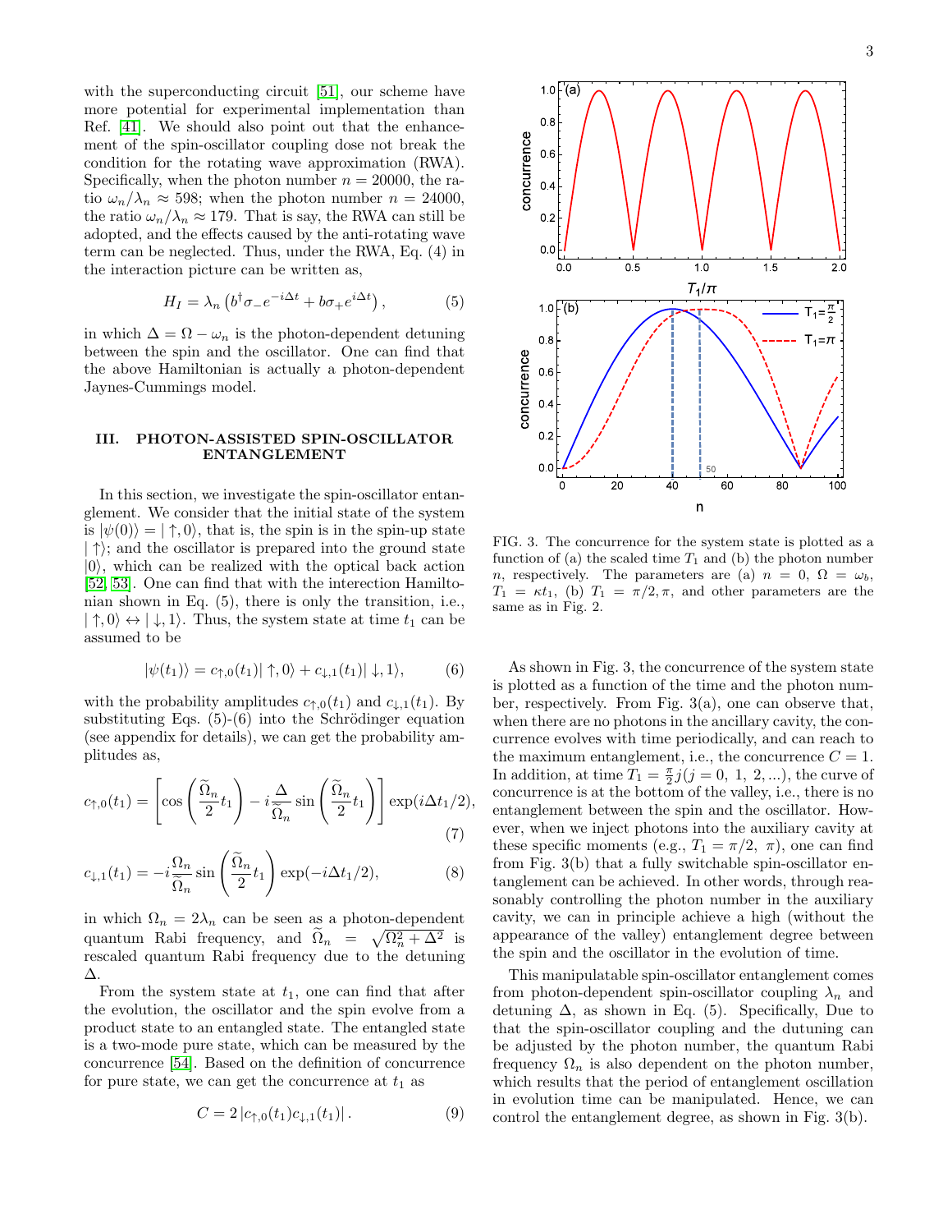with the superconducting circuit [51], our scheme have more potential for experimental implementation than Ref. [41]. We should also point out that the enhancement of the spin-oscillator coupling dose not break the condition for the rotating wave approximation (RWA). Specifically, when the photon number $n = 20000$, the ratio $\omega_n/\lambda_n \approx 598$; when the photon number $n = 24000$, the ratio $\omega_n/\lambda_n \approx 179$. That is say, the RWA can still be adopted, and the effects caused by the anti-rotating wave term can be neglected. Thus, under the RWA, Eq. (4) in the interaction picture can be written as,

$$H_I = \lambda_n \left( b^\dagger \sigma_- e^{-i\Delta t} + b\sigma_+ e^{i\Delta t} \right), \tag{5}$$

in which $\Delta = \Omega - \omega_n$ is the photon-dependent detuning between the spin and the oscillator. One can find that the above Hamiltonian is actually a photon-dependent Jaynes-Cummings model.

## III. PHOTON-ASSISTED SPIN-OSCILLATOR ENTANGLEMENT

In this section, we investigate the spin-oscillator entanglement. We consider that the initial state of the system is $|\psi(0)\rangle = |\uparrow, 0\rangle$, that is, the spin is in the spin-up state $|\uparrow\rangle$; and the oscillator is prepared into the ground state $|0\rangle$, which can be realized with the optical back action [52, 53]. One can find that with the interection Hamiltonian shown in Eq. (5), there is only the transition, i.e., $|\uparrow, 0\rangle \leftrightarrow |\downarrow, 1\rangle$. Thus, the system state at time $t_1$ can be assumed to be

$$|\psi(t_1)\rangle = c_{\uparrow,0}(t_1)|\uparrow, 0\rangle + c_{\downarrow,1}(t_1)|\downarrow, 1\rangle, \tag{6}$$

with the probability amplitudes $c_{\uparrow,0}(t_1)$ and $c_{\downarrow,1}(t_1)$. By substituting Eqs. (5)-(6) into the Schrödinger equation (see appendix for details), we can get the probability amplitudes as,

$$c_{\uparrow,0}(t_1) = \left[ \cos\left( \frac{\widetilde{\Omega}_n}{2} t_1 \right) - i \frac{\Delta}{\widetilde{\Omega}_n} \sin\left( \frac{\widetilde{\Omega}_n}{2} t_1 \right) \right] \exp(i\Delta t_1/2), \tag{7}$$

$$c_{\downarrow,1}(t_1) = -i \frac{\Omega_n}{\widetilde{\Omega}_n} \sin\left( \frac{\widetilde{\Omega}_n}{2} t_1 \right) \exp(-i\Delta t_1/2), \tag{8}$$

in which $\Omega_n = 2\lambda_n$ can be seen as a photon-dependent quantum Rabi frequency, and $\widetilde{\Omega}_n = \sqrt{\Omega_n^2 + \Delta^2}$ is rescaled quantum Rabi frequency due to the detuning $\Delta$.

From the system state at $t_1$, one can find that after the evolution, the oscillator and the spin evolve from a product state to an entangled state. The entangled state is a two-mode pure state, which can be measured by the concurrence [54]. Based on the definition of concurrence for pure state, we can get the concurrence at $t_1$ as

$$C = 2 \left| c_{\uparrow,0}(t_1) c_{\downarrow,1}(t_1) \right|. \tag{9}$$

(a)
concurrence
1.0
0.8
0.6
0.4
0.2
0.0
0.0 0.5 1.0 1.5 2.0
$T_1/\pi$

(b)
concurrence
1.0
0.8
0.6
0.4
0.2
0.0
0 20 40 60 80 100
50
$n$
$T_1=\frac{\pi}{2}$
$T_1=\pi$

FIG. 3. The concurrence for the system state is plotted as a function of (a) the scaled time $T_1$ and (b) the photon number $n$, respectively. The parameters are (a) $n = 0$, $\Omega = \omega_b$, $T_1 = \kappa t_1$, (b) $T_1 = \pi/2, \pi$, and other parameters are the same as in Fig. 2.

As shown in Fig. 3, the concurrence of the system state is plotted as a function of the time and the photon number, respectively. From Fig. 3(a), one can observe that, when there are no photons in the auxiliary cavity, the concurrence evolves with time periodically, and can reach to the maximum entanglement, i.e., the concurrence $C = 1$. In addition, at time $T_1 = \frac{\pi}{2} j (j = 0,\ 1,\ 2, ...)$, the curve of concurrence is at the bottom of the valley, i.e., there is no entanglement between the spin and the oscillator. However, when we inject photons into the auxiliary cavity at these specific moments (e.g., $T_1 = \pi/2,\ \pi$), one can find from Fig. 3(b) that a fully switchable spin-oscillator entanglement can be achieved. In other words, through reasonably controlling the photon number in the auxiliary cavity, we can in principle achieve a high (without the appearance of the valley) entanglement degree between the spin and the oscillator in the evolution of time.

This manipulatable spin-oscillator entanglement comes from photon-dependent spin-oscillator coupling $\lambda_n$ and detuning $\Delta$, as shown in Eq. (5). Specifically, Due to that the spin-oscillator coupling and the dutuning can be adjusted by the photon number, the quantum Rabi frequency $\Omega_n$ is also dependent on the photon number, which results that the period of entanglement oscillation in evolution time can be manipulated. Hence, we can control the entanglement degree, as shown in Fig. 3(b).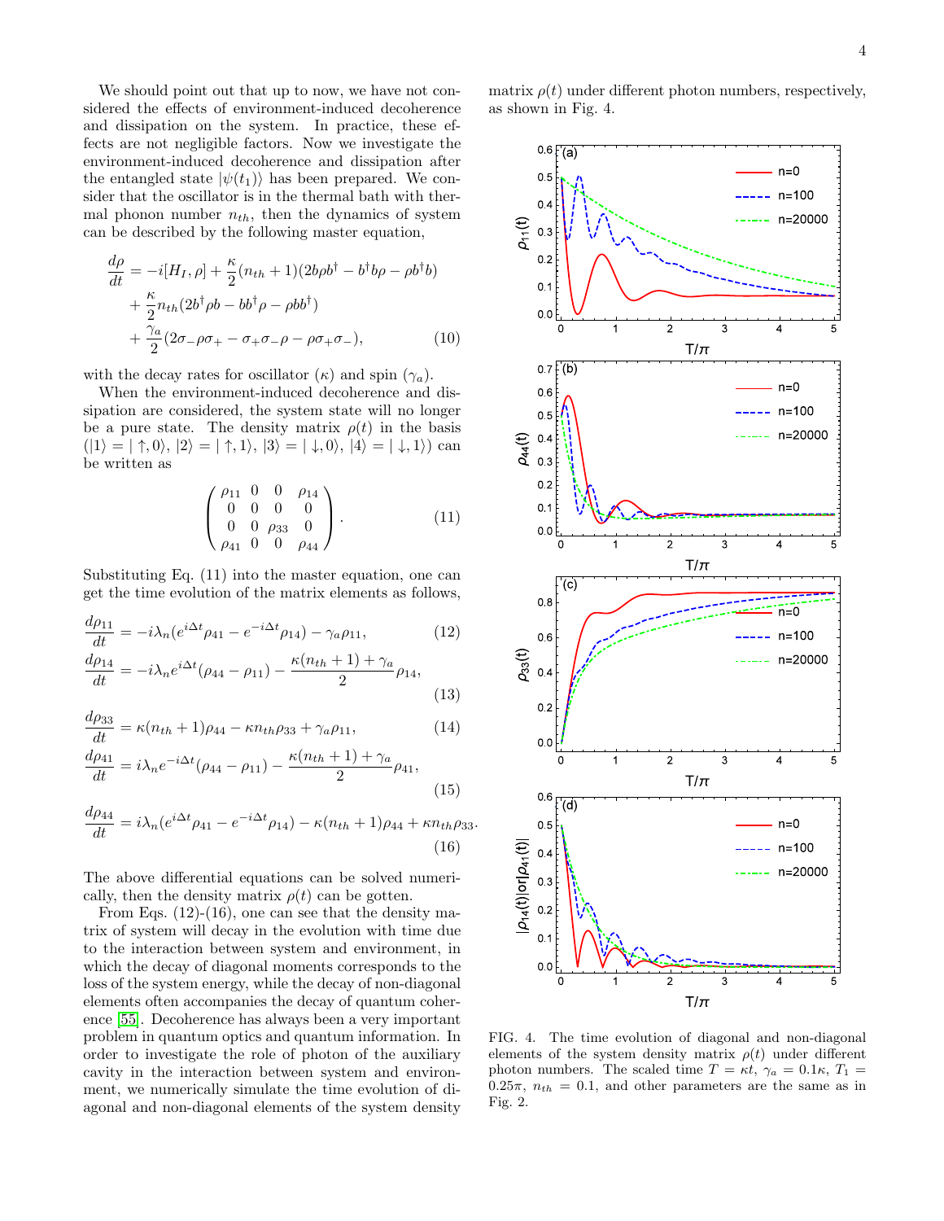We should point out that up to now, we have not considered the effects of environment-induced decoherence and dissipation on the system. In practice, these effects are not negligible factors. Now we investigate the environment-induced decoherence and dissipation after the entangled state $|\psi(t_1)\rangle$ has been prepared. We consider that the oscillator is in the thermal bath with thermal phonon number $n_{th}$, then the dynamics of system can be described by the following master equation,

$$
\begin{aligned}
\frac{d\rho}{dt} &= -i[H_I,\rho] + \frac{\kappa}{2}(n_{th}+1)(2b\rho b^\dagger - b^\dagger b\rho - \rho b^\dagger b) \\
&+ \frac{\kappa}{2}n_{th}(2b^\dagger\rho b - bb^\dagger\rho - \rho bb^\dagger) \\
&+ \frac{\gamma_a}{2}(2\sigma_-\rho\sigma_+ - \sigma_+\sigma_-\rho - \rho\sigma_+\sigma_-),
\end{aligned} \tag{10}
$$

with the decay rates for oscillator ($\kappa$) and spin ($\gamma_a$).

When the environment-induced decoherence and dissipation are considered, the system state will no longer be a pure state. The density matrix $\rho(t)$ in the basis ($|1\rangle = |\uparrow,0\rangle$, $|2\rangle = |\uparrow,1\rangle$, $|3\rangle = |\downarrow,0\rangle$, $|4\rangle = |\downarrow,1\rangle$) can be written as

$$
\begin{pmatrix}
\rho_{11} & 0 & 0 & \rho_{14} \\
0 & 0 & 0 & 0 \\
0 & 0 & \rho_{33} & 0 \\
\rho_{41} & 0 & 0 & \rho_{44}
\end{pmatrix}. \tag{11}
$$

Substituting Eq. (11) into the master equation, one can get the time evolution of the matrix elements as follows,

$$
\frac{d\rho_{11}}{dt} = -i\lambda_n(e^{i\Delta t}\rho_{41} - e^{-i\Delta t}\rho_{14}) - \gamma_a\rho_{11}, \tag{12}
$$

$$
\frac{d\rho_{14}}{dt} = -i\lambda_n e^{i\Delta t}(\rho_{44} - \rho_{11}) - \frac{\kappa(n_{th}+1)+\gamma_a}{2}\rho_{14}, \tag{13}
$$

$$
\frac{d\rho_{33}}{dt} = \kappa(n_{th}+1)\rho_{44} - \kappa n_{th}\rho_{33} + \gamma_a\rho_{11}, \tag{14}
$$

$$
\frac{d\rho_{41}}{dt} = i\lambda_n e^{-i\Delta t}(\rho_{44} - \rho_{11}) - \frac{\kappa(n_{th}+1)+\gamma_a}{2}\rho_{41}, \tag{15}
$$

$$
\frac{d\rho_{44}}{dt} = i\lambda_n(e^{i\Delta t}\rho_{41} - e^{-i\Delta t}\rho_{14}) - \kappa(n_{th}+1)\rho_{44} + \kappa n_{th}\rho_{33}. \tag{16}
$$

The above differential equations can be solved numerically, then the density matrix $\rho(t)$ can be gotten.

From Eqs. (12)-(16), one can see that the density matrix of system will decay in the evolution with time due to the interaction between system and environment, in which the decay of diagonal moments corresponds to the loss of the system energy, while the decay of non-diagonal elements often accompanies the decay of quantum coherence [55]. Decoherence has always been a very important problem in quantum optics and quantum information. In order to investigate the role of photon of the auxiliary cavity in the interaction between system and environment, we numerically simulate the time evolution of diagonal and non-diagonal elements of the system density matrix $\rho(t)$ under different photon numbers, respectively, as shown in Fig. 4.

(a)
$\rho_{11}(t)$
n=0
n=100
n=20000
T/π

(b)
$\rho_{44}(t)$
n=0
n=100
n=20000
T/π

(c)
$\rho_{33}(t)$
n=0
n=100
n=20000
T/π

(d)
$|\rho_{14}(t)|$or$|\rho_{41}(t)|$
n=0
n=100
n=20000
T/π

FIG. 4. The time evolution of diagonal and non-diagonal elements of the system density matrix $\rho(t)$ under different photon numbers. The scaled time $T = \kappa t$, $\gamma_a = 0.1\kappa$, $T_1 = 0.25\pi$, $n_{th} = 0.1$, and other parameters are the same as in Fig. 2.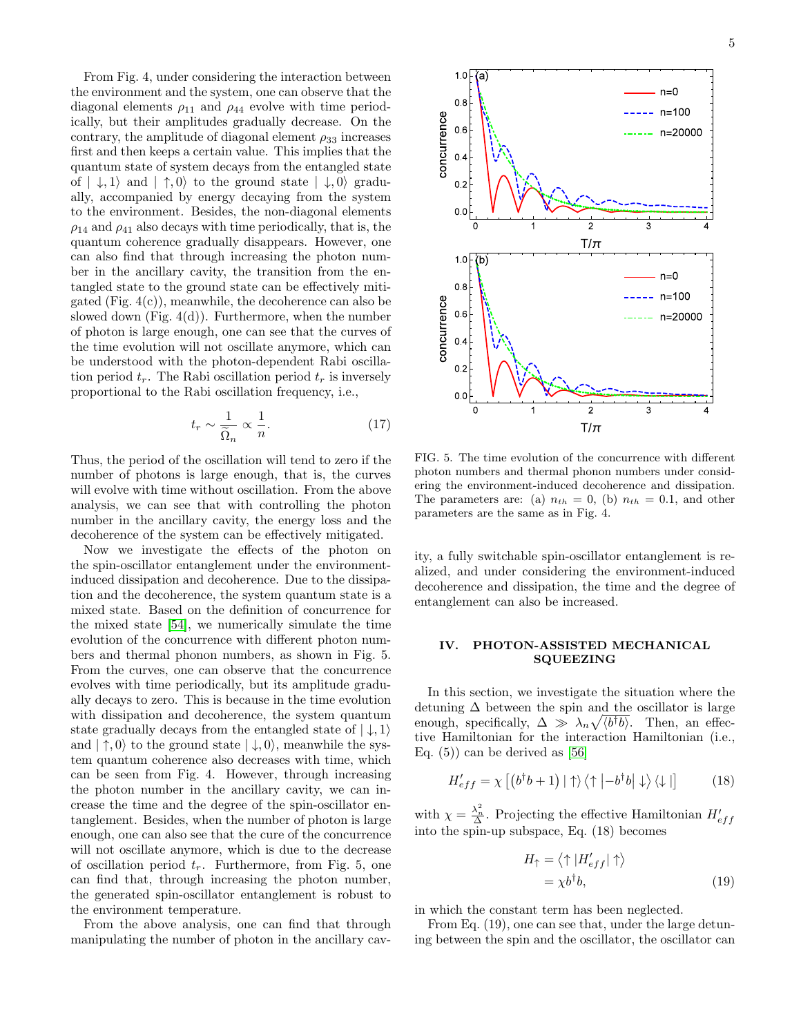From Fig. 4, under considering the interaction between the environment and the system, one can observe that the diagonal elements $\rho_{11}$ and $\rho_{44}$ evolve with time periodically, but their amplitudes gradually decrease. On the contrary, the amplitude of diagonal element $\rho_{33}$ increases first and then keeps a certain value. This implies that the quantum state of system decays from the entangled state of $|\downarrow, 1\rangle$ and $|\uparrow, 0\rangle$ to the ground state $|\downarrow, 0\rangle$ gradually, accompanied by energy decaying from the system to the environment. Besides, the non-diagonal elements $\rho_{14}$ and $\rho_{41}$ also decays with time periodically, that is, the quantum coherence gradually disappears. However, one can also find that through increasing the photon number in the ancillary cavity, the transition from the entangled state to the ground state can be effectively mitigated (Fig. 4(c)), meanwhile, the decoherence can also be slowed down (Fig. 4(d)). Furthermore, when the number of photon is large enough, one can see that the curves of the time evolution will not oscillate anymore, which can be understood with the photon-dependent Rabi oscillation period $t_r$. The Rabi oscillation period $t_r$ is inversely proportional to the Rabi oscillation frequency, i.e.,

$$t_r \sim \frac{1}{\widetilde{\Omega}_n} \propto \frac{1}{n}. \tag{17}$$

Thus, the period of the oscillation will tend to zero if the number of photons is large enough, that is, the curves will evolve with time without oscillation. From the above analysis, we can see that with controlling the photon number in the ancillary cavity, the energy loss and the decoherence of the system can be effectively mitigated.

Now we investigate the effects of the photon on the spin-oscillator entanglement under the environment-induced dissipation and decoherence. Due to the dissipation and the decoherence, the system quantum state is a mixed state. Based on the definition of concurrence for the mixed state [54], we numerically simulate the time evolution of the concurrence with different photon numbers and thermal phonon numbers, as shown in Fig. 5. From the curves, one can observe that the concurrence evolves with time periodically, but its amplitude gradually decays to zero. This is because in the time evolution with dissipation and decoherence, the system quantum state gradually decays from the entangled state of $|\downarrow, 1\rangle$ and $|\uparrow, 0\rangle$ to the ground state $|\downarrow, 0\rangle$, meanwhile the system quantum coherence also decreases with time, which can be seen from Fig. 4. However, through increasing the photon number in the ancillary cavity, we can increase the time and the degree of the spin-oscillator entanglement. Besides, when the number of photon is large enough, one can also see that the cure of the concurrence will not oscillate anymore, which is due to the decrease of oscillation period $t_r$. Furthermore, from Fig. 5, one can find that, through increasing the photon number, the generated spin-oscillator entanglement is robust to the environment temperature.

From the above analysis, one can find that through manipulating the number of photon in the ancillary cavity, a fully switchable spin-oscillator entanglement is realized, and under considering the environment-induced decoherence and dissipation, the time and the degree of entanglement can also be increased.

(a)
concurrence
T/π
n=0
n=100
n=20000

(b)
concurrence
T/π
n=0
n=100
n=20000

FIG. 5. The time evolution of the concurrence with different photon numbers and thermal phonon numbers under considering the environment-induced decoherence and dissipation. The parameters are: (a) $n_{th} = 0$, (b) $n_{th} = 0.1$, and other parameters are the same as in Fig. 4.

## IV. PHOTON-ASSISTED MECHANICAL SQUEEZING

In this section, we investigate the situation where the detuning $\Delta$ between the spin and the oscillator is large enough, specifically, $\Delta \gg \lambda_n \sqrt{\langle b^\dagger b \rangle}$. Then, an effective Hamiltonian for the interaction Hamiltonian (i.e., Eq. (5)) can be derived as [56]

$$H'_{eff} = \chi \left[ \left( b^\dagger b + 1 \right) |\uparrow\rangle \langle \uparrow| - b^\dagger b |\downarrow\rangle \langle \downarrow| \right] \tag{18}$$

with $\chi = \frac{\lambda_n^2}{\Delta}$. Projecting the effective Hamiltonian $H'_{eff}$ into the spin-up subspace, Eq. (18) becomes

$$\begin{aligned} H_\uparrow &= \langle \uparrow | H'_{eff} | \uparrow \rangle \\ &= \chi b^\dagger b, \end{aligned} \tag{19}$$

in which the constant term has been neglected.

From Eq. (19), one can see that, under the large detuning between the spin and the oscillator, the oscillator can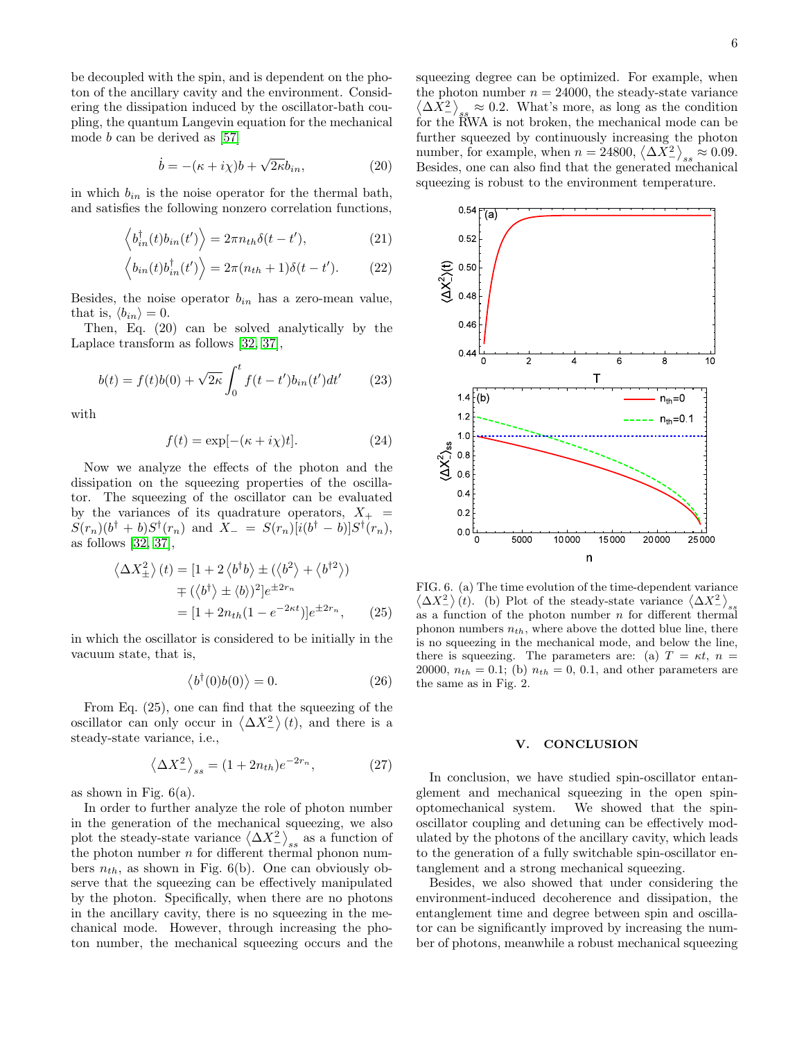be decoupled with the spin, and is dependent on the photon of the ancillary cavity and the environment. Considering the dissipation induced by the oscillator-bath coupling, the quantum Langevin equation for the mechanical mode $b$ can be derived as [57]

$$\dot{b} = -(\kappa + i\chi)b + \sqrt{2\kappa}b_{in}, \tag{20}$$

in which $b_{in}$ is the noise operator for the thermal bath, and satisfies the following nonzero correlation functions,

$$\left\langle b_{in}^{\dagger}(t)b_{in}(t')\right\rangle = 2\pi n_{th}\delta(t-t'), \tag{21}$$

$$\left\langle b_{in}(t)b_{in}^{\dagger}(t')\right\rangle = 2\pi(n_{th}+1)\delta(t-t'). \tag{22}$$

Besides, the noise operator $b_{in}$ has a zero-mean value, that is, $\langle b_{in}\rangle = 0$.

Then, Eq. (20) can be solved analytically by the Laplace transform as follows [32, 37],

$$b(t) = f(t)b(0) + \sqrt{2\kappa}\int_0^t f(t-t')b_{in}(t')dt' \tag{23}$$

with

$$f(t) = \exp[-(\kappa + i\chi)t]. \tag{24}$$

Now we analyze the effects of the photon and the dissipation on the squeezing properties of the oscillator. The squeezing of the oscillator can be evaluated by the variances of its quadrature operators, $X_+ = S(r_n)(b^\dagger + b)S^\dagger(r_n)$ and $X_- = S(r_n)[i(b^\dagger - b)]S^\dagger(r_n)$, as follows [32, 37],

$$\begin{aligned}\left\langle \Delta X_\pm^2\right\rangle(t) &= [1 + 2\left\langle b^\dagger b\right\rangle \pm (\left\langle b^2\right\rangle + \left\langle b^{\dagger 2}\right\rangle) \\ &\mp (\left\langle b^\dagger\right\rangle \pm \langle b\rangle)^2]e^{\pm 2r_n} \\ &= [1 + 2n_{th}(1 - e^{-2\kappa t})]e^{\pm 2r_n},\end{aligned} \tag{25}$$

in which the oscillator is considered to be initially in the vacuum state, that is,

$$\left\langle b^\dagger(0)b(0)\right\rangle = 0. \tag{26}$$

From Eq. (25), one can find that the squeezing of the oscillator can only occur in $\left\langle \Delta X_-^2\right\rangle(t)$, and there is a steady-state variance, i.e.,

$$\left\langle \Delta X_-^2\right\rangle_{ss} = (1 + 2n_{th})e^{-2r_n}, \tag{27}$$

as shown in Fig. 6(a).

In order to further analyze the role of photon number in the generation of the mechanical squeezing, we also plot the steady-state variance $\left\langle \Delta X_-^2\right\rangle_{ss}$ as a function of the photon number $n$ for different thermal phonon numbers $n_{th}$, as shown in Fig. 6(b). One can obviously observe that the squeezing can be effectively manipulated by the photon. Specifically, when there are no photons in the ancillary cavity, there is no squeezing in the mechanical mode. However, through increasing the photon number, the mechanical squeezing occurs and the squeezing degree can be optimized. For example, when the photon number $n = 24000$, the steady-state variance $\left\langle \Delta X_-^2\right\rangle_{ss} \approx 0.2$. What's more, as long as the condition for the RWA is not broken, the mechanical mode can be further squeezed by continuously increasing the photon number, for example, when $n = 24800$, $\left\langle \Delta X_-^2\right\rangle_{ss} \approx 0.09$. Besides, one can also find that the generated mechanical squeezing is robust to the environment temperature.

(a)
0.54
0.52
0.50
0.48
0.46
0.44
0 2 4 6 8 10
T
$\langle\Delta X_-^2\rangle(t)$

(b)
$n_{th}$=0
$n_{th}$=0.1
1.4
1.2
1.0
0.8
0.6
0.4
0.2
0.0
0 5000 10000 15000 20000 25000
n
$\langle\Delta X_-^2\rangle_{ss}$

FIG. 6. (a) The time evolution of the time-dependent variance $\left\langle \Delta X_-^2\right\rangle(t)$. (b) Plot of the steady-state variance $\left\langle \Delta X_-^2\right\rangle_{ss}$ as a function of the photon number $n$ for different thermal phonon numbers $n_{th}$, where above the dotted blue line, there is no squeezing in the mechanical mode, and below the line, there is squeezing. The parameters are: (a) $T = \kappa t$, $n = 20000$, $n_{th} = 0.1$; (b) $n_{th} = 0$, $0.1$, and other parameters are the same as in Fig. 2.

## V. CONCLUSION

In conclusion, we have studied spin-oscillator entanglement and mechanical squeezing in the open spin-optomechanical system. We showed that the spin-oscillator coupling and detuning can be effectively modulated by the photons of the ancillary cavity, which leads to the generation of a fully switchable spin-oscillator entanglement and a strong mechanical squeezing.

Besides, we also showed that under considering the environment-induced decoherence and dissipation, the entanglement time and degree between spin and oscillator can be significantly improved by increasing the number of photons, meanwhile a robust mechanical squeezing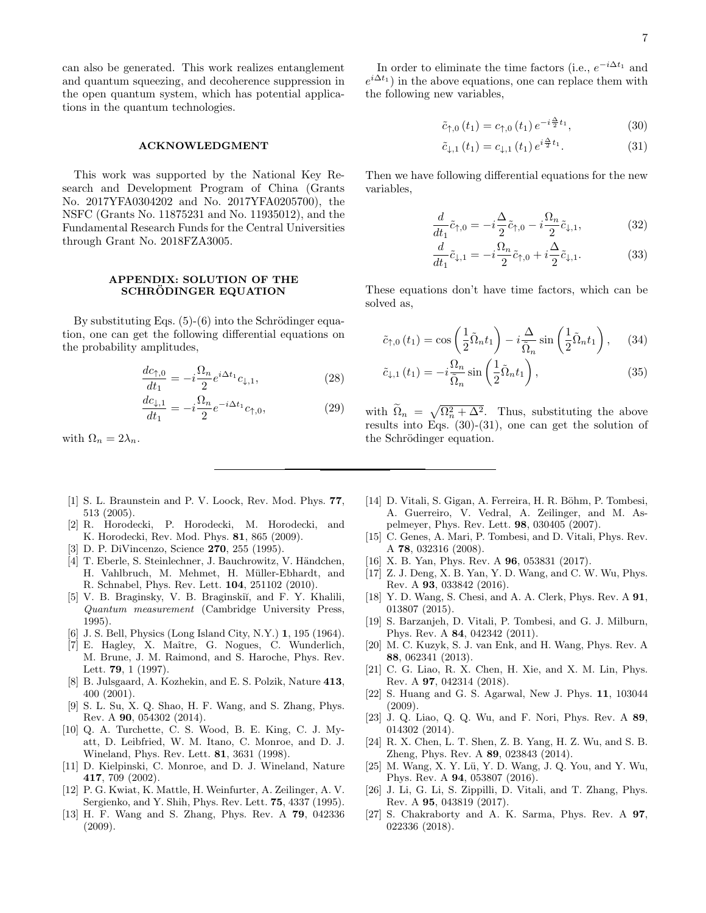can also be generated. This work realizes entanglement and quantum squeezing, and decoherence suppression in the open quantum system, which has potential applications in the quantum technologies.

## ACKNOWLEDGMENT

This work was supported by the National Key Research and Development Program of China (Grants No. 2017YFA0304202 and No. 2017YFA0205700), the NSFC (Grants No. 11875231 and No. 11935012), and the Fundamental Research Funds for the Central Universities through Grant No. 2018FZA3005.

## APPENDIX: SOLUTION OF THE SCHRÖDINGER EQUATION

By substituting Eqs. (5)-(6) into the Schrödinger equation, one can get the following differential equations on the probability amplitudes,

$$\frac{dc_{\uparrow,0}}{dt_1} = -i\frac{\Omega_n}{2}e^{i\Delta t_1}c_{\downarrow,1}, \tag{28}$$

$$\frac{dc_{\downarrow,1}}{dt_1} = -i\frac{\Omega_n}{2}e^{-i\Delta t_1}c_{\uparrow,0}, \tag{29}$$

with $\Omega_n = 2\lambda_n$.

In order to eliminate the time factors (i.e., $e^{-i\Delta t_1}$ and $e^{i\Delta t_1}$) in the above equations, one can replace them with the following new variables,

$$\tilde{c}_{\uparrow,0}(t_1) = c_{\uparrow,0}(t_1)\, e^{-i\frac{\Delta}{2}t_1}, \tag{30}$$

$$\tilde{c}_{\downarrow,1}(t_1) = c_{\downarrow,1}(t_1)\, e^{i\frac{\Delta}{2}t_1}. \tag{31}$$

Then we have following differential equations for the new variables,

$$\frac{d}{dt_1}\tilde{c}_{\uparrow,0} = -i\frac{\Delta}{2}\tilde{c}_{\uparrow,0} - i\frac{\Omega_n}{2}\tilde{c}_{\downarrow,1}, \tag{32}$$

$$\frac{d}{dt_1}\tilde{c}_{\downarrow,1} = -i\frac{\Omega_n}{2}\tilde{c}_{\uparrow,0} + i\frac{\Delta}{2}\tilde{c}_{\downarrow,1}. \tag{33}$$

These equations don't have time factors, which can be solved as,

$$\tilde{c}_{\uparrow,0}(t_1) = \cos\left(\frac{1}{2}\tilde{\Omega}_n t_1\right) - i\frac{\Delta}{\tilde{\Omega}_n}\sin\left(\frac{1}{2}\tilde{\Omega}_n t_1\right), \tag{34}$$

$$\tilde{c}_{\downarrow,1}(t_1) = -i\frac{\Omega_n}{\tilde{\Omega}_n}\sin\left(\frac{1}{2}\tilde{\Omega}_n t_1\right), \tag{35}$$

with $\widetilde{\Omega}_n = \sqrt{\Omega_n^2 + \Delta^2}$. Thus, substituting the above results into Eqs. (30)-(31), one can get the solution of the Schrödinger equation.

---

[1] S. L. Braunstein and P. V. Loock, Rev. Mod. Phys. **77**, 513 (2005).

[2] R. Horodecki, P. Horodecki, M. Horodecki, and K. Horodecki, Rev. Mod. Phys. **81**, 865 (2009).

[3] D. P. DiVincenzo, Science **270**, 255 (1995).

[4] T. Eberle, S. Steinlechner, J. Bauchrowitz, V. Händchen, H. Vahlbruch, M. Mehmet, H. Müller-Ebhardt, and R. Schnabel, Phys. Rev. Lett. **104**, 251102 (2010).

[5] V. B. Braginsky, V. B. Braginskiĭ, and F. Y. Khalili, *Quantum measurement* (Cambridge University Press, 1995).

[6] J. S. Bell, Physics (Long Island City, N.Y.) **1**, 195 (1964).

[7] E. Hagley, X. Maître, G. Nogues, C. Wunderlich, M. Brune, J. M. Raimond, and S. Haroche, Phys. Rev. Lett. **79**, 1 (1997).

[8] B. Julsgaard, A. Kozhekin, and E. S. Polzik, Nature **413**, 400 (2001).

[9] S. L. Su, X. Q. Shao, H. F. Wang, and S. Zhang, Phys. Rev. A **90**, 054302 (2014).

[10] Q. A. Turchette, C. S. Wood, B. E. King, C. J. Myatt, D. Leibfried, W. M. Itano, C. Monroe, and D. J. Wineland, Phys. Rev. Lett. **81**, 3631 (1998).

[11] D. Kielpinski, C. Monroe, and D. J. Wineland, Nature **417**, 709 (2002).

[12] P. G. Kwiat, K. Mattle, H. Weinfurter, A. Zeilinger, A. V. Sergienko, and Y. Shih, Phys. Rev. Lett. **75**, 4337 (1995).

[13] H. F. Wang and S. Zhang, Phys. Rev. A **79**, 042336 (2009).

[14] D. Vitali, S. Gigan, A. Ferreira, H. R. Böhm, P. Tombesi, A. Guerreiro, V. Vedral, A. Zeilinger, and M. Aspelmeyer, Phys. Rev. Lett. **98**, 030405 (2007).

[15] C. Genes, A. Mari, P. Tombesi, and D. Vitali, Phys. Rev. A **78**, 032316 (2008).

[16] X. B. Yan, Phys. Rev. A **96**, 053831 (2017).

[17] Z. J. Deng, X. B. Yan, Y. D. Wang, and C. W. Wu, Phys. Rev. A **93**, 033842 (2016).

[18] Y. D. Wang, S. Chesi, and A. A. Clerk, Phys. Rev. A **91**, 013807 (2015).

[19] S. Barzanjeh, D. Vitali, P. Tombesi, and G. J. Milburn, Phys. Rev. A **84**, 042342 (2011).

[20] M. C. Kuzyk, S. J. van Enk, and H. Wang, Phys. Rev. A **88**, 062341 (2013).

[21] C. G. Liao, R. X. Chen, H. Xie, and X. M. Lin, Phys. Rev. A **97**, 042314 (2018).

[22] S. Huang and G. S. Agarwal, New J. Phys. **11**, 103044 (2009).

[23] J. Q. Liao, Q. Q. Wu, and F. Nori, Phys. Rev. A **89**, 014302 (2014).

[24] R. X. Chen, L. T. Shen, Z. B. Yang, H. Z. Wu, and S. B. Zheng, Phys. Rev. A **89**, 023843 (2014).

[25] M. Wang, X. Y. Lü, Y. D. Wang, J. Q. You, and Y. Wu, Phys. Rev. A **94**, 053807 (2016).

[26] J. Li, G. Li, S. Zippilli, D. Vitali, and T. Zhang, Phys. Rev. A **95**, 043819 (2017).

[27] S. Chakraborty and A. K. Sarma, Phys. Rev. A **97**, 022336 (2018).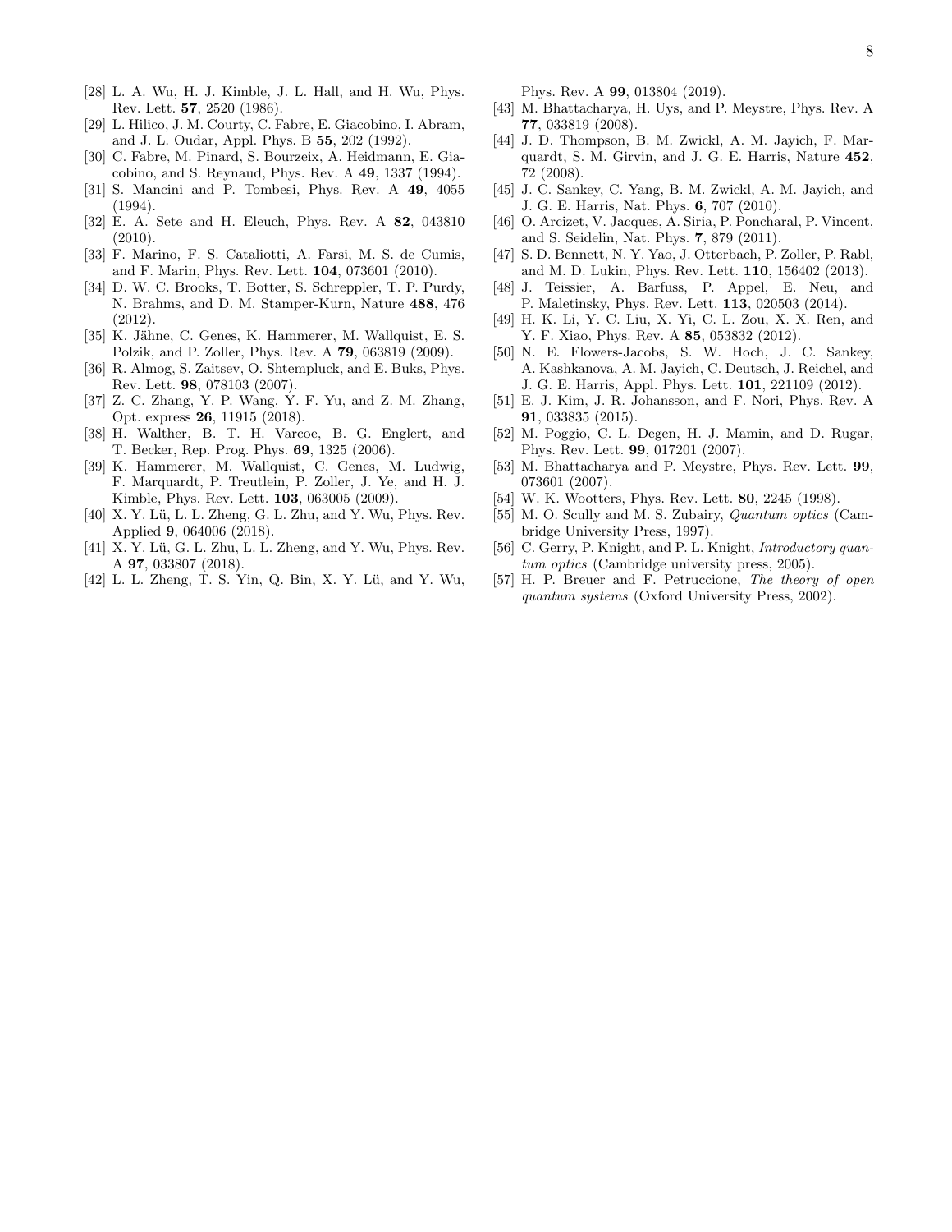[28] L. A. Wu, H. J. Kimble, J. L. Hall, and H. Wu, Phys. Rev. Lett. **57**, 2520 (1986).

[29] L. Hilico, J. M. Courty, C. Fabre, E. Giacobino, I. Abram, and J. L. Oudar, Appl. Phys. B **55**, 202 (1992).

[30] C. Fabre, M. Pinard, S. Bourzeix, A. Heidmann, E. Giacobino, and S. Reynaud, Phys. Rev. A **49**, 1337 (1994).

[31] S. Mancini and P. Tombesi, Phys. Rev. A **49**, 4055 (1994).

[32] E. A. Sete and H. Eleuch, Phys. Rev. A **82**, 043810 (2010).

[33] F. Marino, F. S. Cataliotti, A. Farsi, M. S. de Cumis, and F. Marin, Phys. Rev. Lett. **104**, 073601 (2010).

[34] D. W. C. Brooks, T. Botter, S. Schreppler, T. P. Purdy, N. Brahms, and D. M. Stamper-Kurn, Nature **488**, 476 (2012).

[35] K. Jähne, C. Genes, K. Hammerer, M. Wallquist, E. S. Polzik, and P. Zoller, Phys. Rev. A **79**, 063819 (2009).

[36] R. Almog, S. Zaitsev, O. Shtempluck, and E. Buks, Phys. Rev. Lett. **98**, 078103 (2007).

[37] Z. C. Zhang, Y. P. Wang, Y. F. Yu, and Z. M. Zhang, Opt. express **26**, 11915 (2018).

[38] H. Walther, B. T. H. Varcoe, B. G. Englert, and T. Becker, Rep. Prog. Phys. **69**, 1325 (2006).

[39] K. Hammerer, M. Wallquist, C. Genes, M. Ludwig, F. Marquardt, P. Treutlein, P. Zoller, J. Ye, and H. J. Kimble, Phys. Rev. Lett. **103**, 063005 (2009).

[40] X. Y. Lü, L. L. Zheng, G. L. Zhu, and Y. Wu, Phys. Rev. Applied **9**, 064006 (2018).

[41] X. Y. Lü, G. L. Zhu, L. L. Zheng, and Y. Wu, Phys. Rev. A **97**, 033807 (2018).

[42] L. L. Zheng, T. S. Yin, Q. Bin, X. Y. Lü, and Y. Wu, Phys. Rev. A **99**, 013804 (2019).

[43] M. Bhattacharya, H. Uys, and P. Meystre, Phys. Rev. A **77**, 033819 (2008).

[44] J. D. Thompson, B. M. Zwickl, A. M. Jayich, F. Marquardt, S. M. Girvin, and J. G. E. Harris, Nature **452**, 72 (2008).

[45] J. C. Sankey, C. Yang, B. M. Zwickl, A. M. Jayich, and J. G. E. Harris, Nat. Phys. **6**, 707 (2010).

[46] O. Arcizet, V. Jacques, A. Siria, P. Poncharal, P. Vincent, and S. Seidelin, Nat. Phys. **7**, 879 (2011).

[47] S. D. Bennett, N. Y. Yao, J. Otterbach, P. Zoller, P. Rabl, and M. D. Lukin, Phys. Rev. Lett. **110**, 156402 (2013).

[48] J. Teissier, A. Barfuss, P. Appel, E. Neu, and P. Maletinsky, Phys. Rev. Lett. **113**, 020503 (2014).

[49] H. K. Li, Y. C. Liu, X. Yi, C. L. Zou, X. X. Ren, and Y. F. Xiao, Phys. Rev. A **85**, 053832 (2012).

[50] N. E. Flowers-Jacobs, S. W. Hoch, J. C. Sankey, A. Kashkanova, A. M. Jayich, C. Deutsch, J. Reichel, and J. G. E. Harris, Appl. Phys. Lett. **101**, 221109 (2012).

[51] E. J. Kim, J. R. Johansson, and F. Nori, Phys. Rev. A **91**, 033835 (2015).

[52] M. Poggio, C. L. Degen, H. J. Mamin, and D. Rugar, Phys. Rev. Lett. **99**, 017201 (2007).

[53] M. Bhattacharya and P. Meystre, Phys. Rev. Lett. **99**, 073601 (2007).

[54] W. K. Wootters, Phys. Rev. Lett. **80**, 2245 (1998).

[55] M. O. Scully and M. S. Zubairy, *Quantum optics* (Cambridge University Press, 1997).

[56] C. Gerry, P. Knight, and P. L. Knight, *Introductory quantum optics* (Cambridge university press, 2005).

[57] H. P. Breuer and F. Petruccione, *The theory of open quantum systems* (Oxford University Press, 2002).